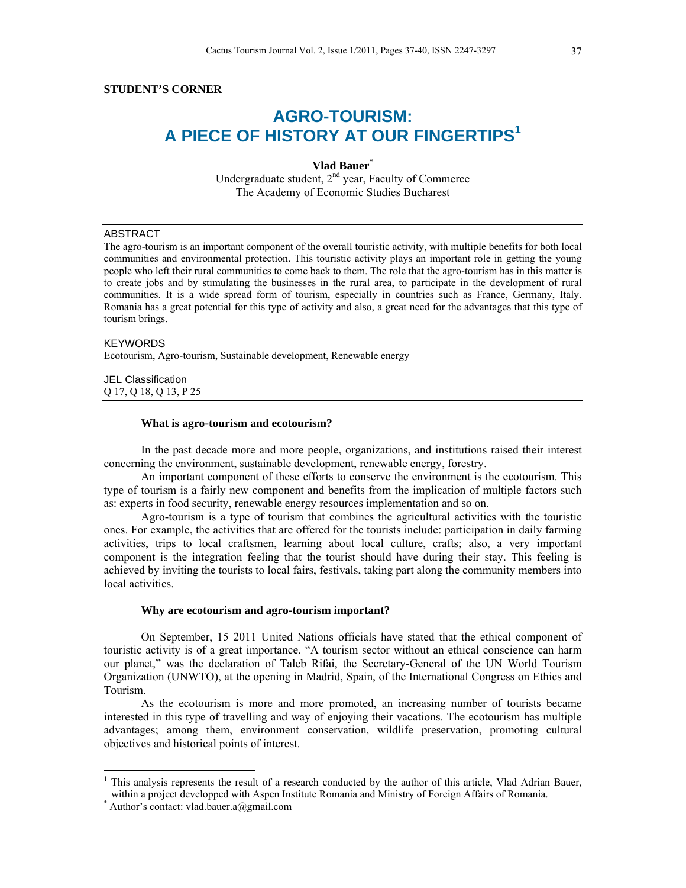**STUDENT'S CORNER**

# AGRO-TOURISM: A PIECE OF HISTORY AT OUR FINGERTIPS[1]

**Vlad Bauer***

Undergraduate student, 2nd year, Faculty of Commerce
The Academy of Economic Studies Bucharest

## ABSTRACT

The agro-tourism is an important component of the overall touristic activity, with multiple benefits for both local communities and environmental protection. This touristic activity plays an important role in getting the young people who left their rural communities to come back to them. The role that the agro-tourism has in this matter is to create jobs and by stimulating the businesses in the rural area, to participate in the development of rural communities. It is a wide spread form of tourism, especially in countries such as France, Germany, Italy. Romania has a great potential for this type of activity and also, a great need for the advantages that this type of tourism brings.

## KEYWORDS

Ecotourism, Agro-tourism, Sustainable development, Renewable energy

## JEL Classification

Q 17, Q 18, Q 13, P 25

### What is agro-tourism and ecotourism?

In the past decade more and more people, organizations, and institutions raised their interest concerning the environment, sustainable development, renewable energy, forestry.

An important component of these efforts to conserve the environment is the ecotourism. This type of tourism is a fairly new component and benefits from the implication of multiple factors such as: experts in food security, renewable energy resources implementation and so on.

Agro-tourism is a type of tourism that combines the agricultural activities with the touristic ones. For example, the activities that are offered for the tourists include: participation in daily farming activities, trips to local craftsmen, learning about local culture, crafts; also, a very important component is the integration feeling that the tourist should have during their stay. This feeling is achieved by inviting the tourists to local fairs, festivals, taking part along the community members into local activities.

### Why are ecotourism and agro-tourism important?

On September, 15 2011 United Nations officials have stated that the ethical component of touristic activity is of a great importance. "A tourism sector without an ethical conscience can harm our planet," was the declaration of Taleb Rifai, the Secretary-General of the UN World Tourism Organization (UNWTO), at the opening in Madrid, Spain, of the International Congress on Ethics and Tourism.

As the ecotourism is more and more promoted, an increasing number of tourists became interested in this type of travelling and way of enjoying their vacations. The ecotourism has multiple advantages; among them, environment conservation, wildlife preservation, promoting cultural objectives and historical points of interest.

---

[1] This analysis represents the result of a research conducted by the author of this article, Vlad Adrian Bauer, within a project developped with Aspen Institute Romania and Ministry of Foreign Affairs of Romania.

* Author's contact: vlad.bauer.a@gmail.com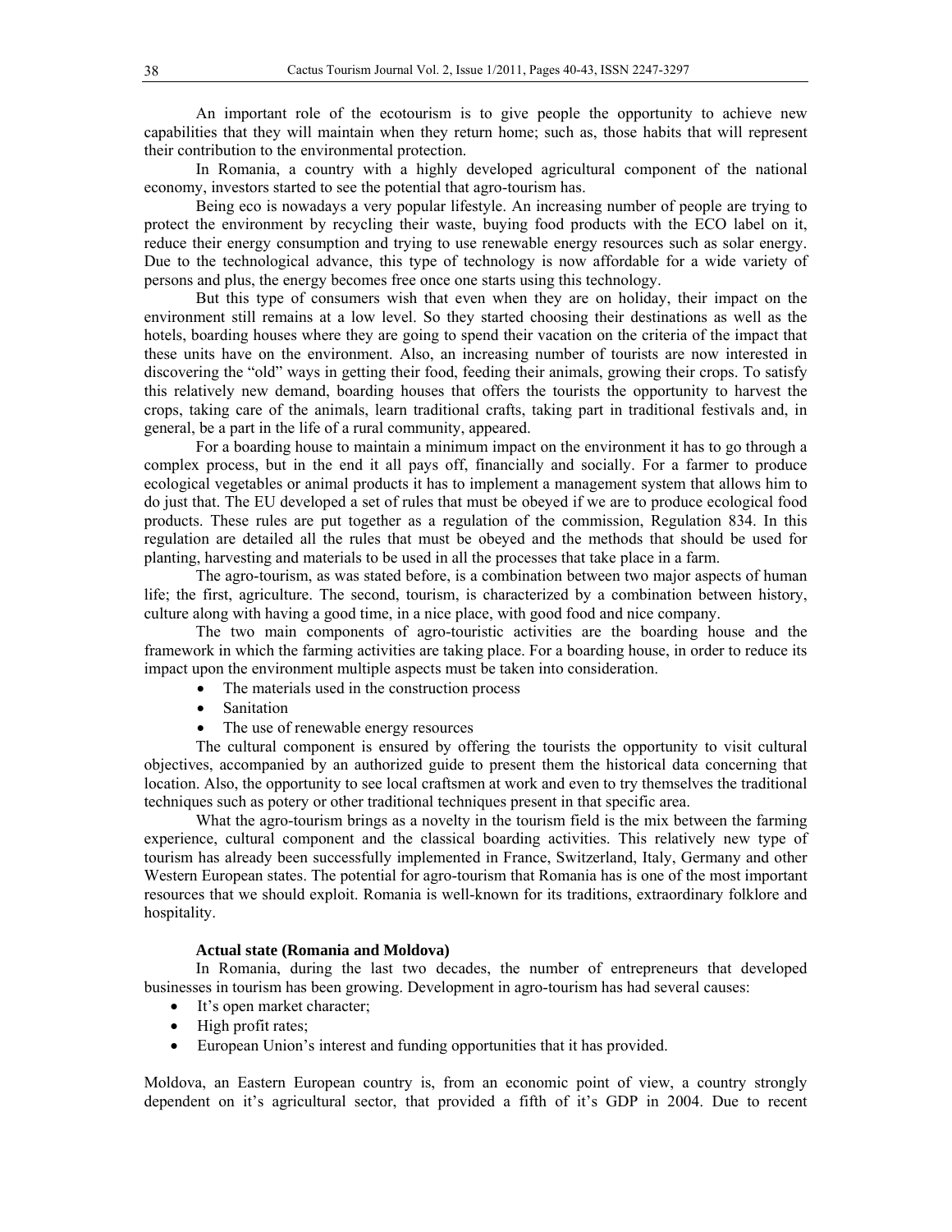An important role of the ecotourism is to give people the opportunity to achieve new capabilities that they will maintain when they return home; such as, those habits that will represent their contribution to the environmental protection.

In Romania, a country with a highly developed agricultural component of the national economy, investors started to see the potential that agro-tourism has.

Being eco is nowadays a very popular lifestyle. An increasing number of people are trying to protect the environment by recycling their waste, buying food products with the ECO label on it, reduce their energy consumption and trying to use renewable energy resources such as solar energy. Due to the technological advance, this type of technology is now affordable for a wide variety of persons and plus, the energy becomes free once one starts using this technology.

But this type of consumers wish that even when they are on holiday, their impact on the environment still remains at a low level. So they started choosing their destinations as well as the hotels, boarding houses where they are going to spend their vacation on the criteria of the impact that these units have on the environment. Also, an increasing number of tourists are now interested in discovering the "old" ways in getting their food, feeding their animals, growing their crops. To satisfy this relatively new demand, boarding houses that offers the tourists the opportunity to harvest the crops, taking care of the animals, learn traditional crafts, taking part in traditional festivals and, in general, be a part in the life of a rural community, appeared.

For a boarding house to maintain a minimum impact on the environment it has to go through a complex process, but in the end it all pays off, financially and socially. For a farmer to produce ecological vegetables or animal products it has to implement a management system that allows him to do just that. The EU developed a set of rules that must be obeyed if we are to produce ecological food products. These rules are put together as a regulation of the commission, Regulation 834. In this regulation are detailed all the rules that must be obeyed and the methods that should be used for planting, harvesting and materials to be used in all the processes that take place in a farm.

The agro-tourism, as was stated before, is a combination between two major aspects of human life; the first, agriculture. The second, tourism, is characterized by a combination between history, culture along with having a good time, in a nice place, with good food and nice company.

The two main components of agro-touristic activities are the boarding house and the framework in which the farming activities are taking place. For a boarding house, in order to reduce its impact upon the environment multiple aspects must be taken into consideration.

- The materials used in the construction process
- Sanitation
- The use of renewable energy resources

The cultural component is ensured by offering the tourists the opportunity to visit cultural objectives, accompanied by an authorized guide to present them the historical data concerning that location. Also, the opportunity to see local craftsmen at work and even to try themselves the traditional techniques such as potery or other traditional techniques present in that specific area.

What the agro-tourism brings as a novelty in the tourism field is the mix between the farming experience, cultural component and the classical boarding activities. This relatively new type of tourism has already been successfully implemented in France, Switzerland, Italy, Germany and other Western European states. The potential for agro-tourism that Romania has is one of the most important resources that we should exploit. Romania is well-known for its traditions, extraordinary folklore and hospitality.

### Actual state (Romania and Moldova)

In Romania, during the last two decades, the number of entrepreneurs that developed businesses in tourism has been growing. Development in agro-tourism has had several causes:

- It's open market character;
- High profit rates;
- European Union's interest and funding opportunities that it has provided.

Moldova, an Eastern European country is, from an economic point of view, a country strongly dependent on it's agricultural sector, that provided a fifth of it's GDP in 2004. Due to recent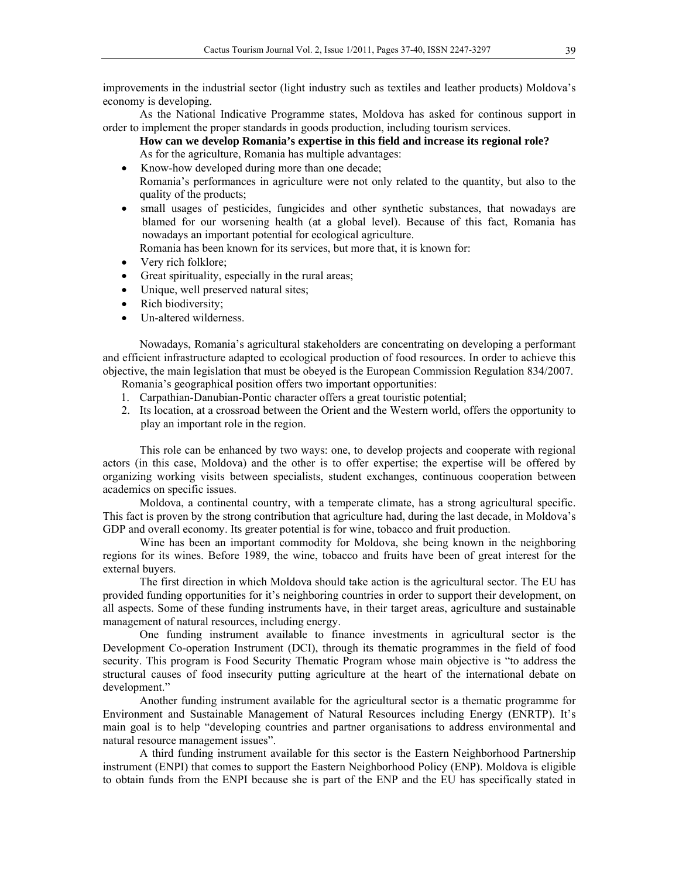improvements in the industrial sector (light industry such as textiles and leather products) Moldova's economy is developing.

As the National Indicative Programme states, Moldova has asked for continous support in order to implement the proper standards in goods production, including tourism services.

**How can we develop Romania's expertise in this field and increase its regional role?**

As for the agriculture, Romania has multiple advantages:

- Know-how developed during more than one decade;
  Romania's performances in agriculture were not only related to the quantity, but also to the quality of the products;
- small usages of pesticides, fungicides and other synthetic substances, that nowadays are blamed for our worsening health (at a global level). Because of this fact, Romania has nowadays an important potential for ecological agriculture.

Romania has been known for its services, but more that, it is known for:

- Very rich folklore;
- Great spirituality, especially in the rural areas;
- Unique, well preserved natural sites;
- Rich biodiversity;
- Un-altered wilderness.

Nowadays, Romania's agricultural stakeholders are concentrating on developing a performant and efficient infrastructure adapted to ecological production of food resources. In order to achieve this objective, the main legislation that must be obeyed is the European Commission Regulation 834/2007.

Romania's geographical position offers two important opportunities:

1. Carpathian-Danubian-Pontic character offers a great touristic potential;
2. Its location, at a crossroad between the Orient and the Western world, offers the opportunity to play an important role in the region.

This role can be enhanced by two ways: one, to develop projects and cooperate with regional actors (in this case, Moldova) and the other is to offer expertise; the expertise will be offered by organizing working visits between specialists, student exchanges, continuous cooperation between academics on specific issues.

Moldova, a continental country, with a temperate climate, has a strong agricultural specific. This fact is proven by the strong contribution that agriculture had, during the last decade, in Moldova's GDP and overall economy. Its greater potential is for wine, tobacco and fruit production.

Wine has been an important commodity for Moldova, she being known in the neighboring regions for its wines. Before 1989, the wine, tobacco and fruits have been of great interest for the external buyers.

The first direction in which Moldova should take action is the agricultural sector. The EU has provided funding opportunities for it's neighboring countries in order to support their development, on all aspects. Some of these funding instruments have, in their target areas, agriculture and sustainable management of natural resources, including energy.

One funding instrument available to finance investments in agricultural sector is the Development Co-operation Instrument (DCI), through its thematic programmes in the field of food security. This program is Food Security Thematic Program whose main objective is "to address the structural causes of food insecurity putting agriculture at the heart of the international debate on development."

Another funding instrument available for the agricultural sector is a thematic programme for Environment and Sustainable Management of Natural Resources including Energy (ENRTP). It's main goal is to help "developing countries and partner organisations to address environmental and natural resource management issues".

A third funding instrument available for this sector is the Eastern Neighborhood Partnership instrument (ENPI) that comes to support the Eastern Neighborhood Policy (ENP). Moldova is eligible to obtain funds from the ENPI because she is part of the ENP and the EU has specifically stated in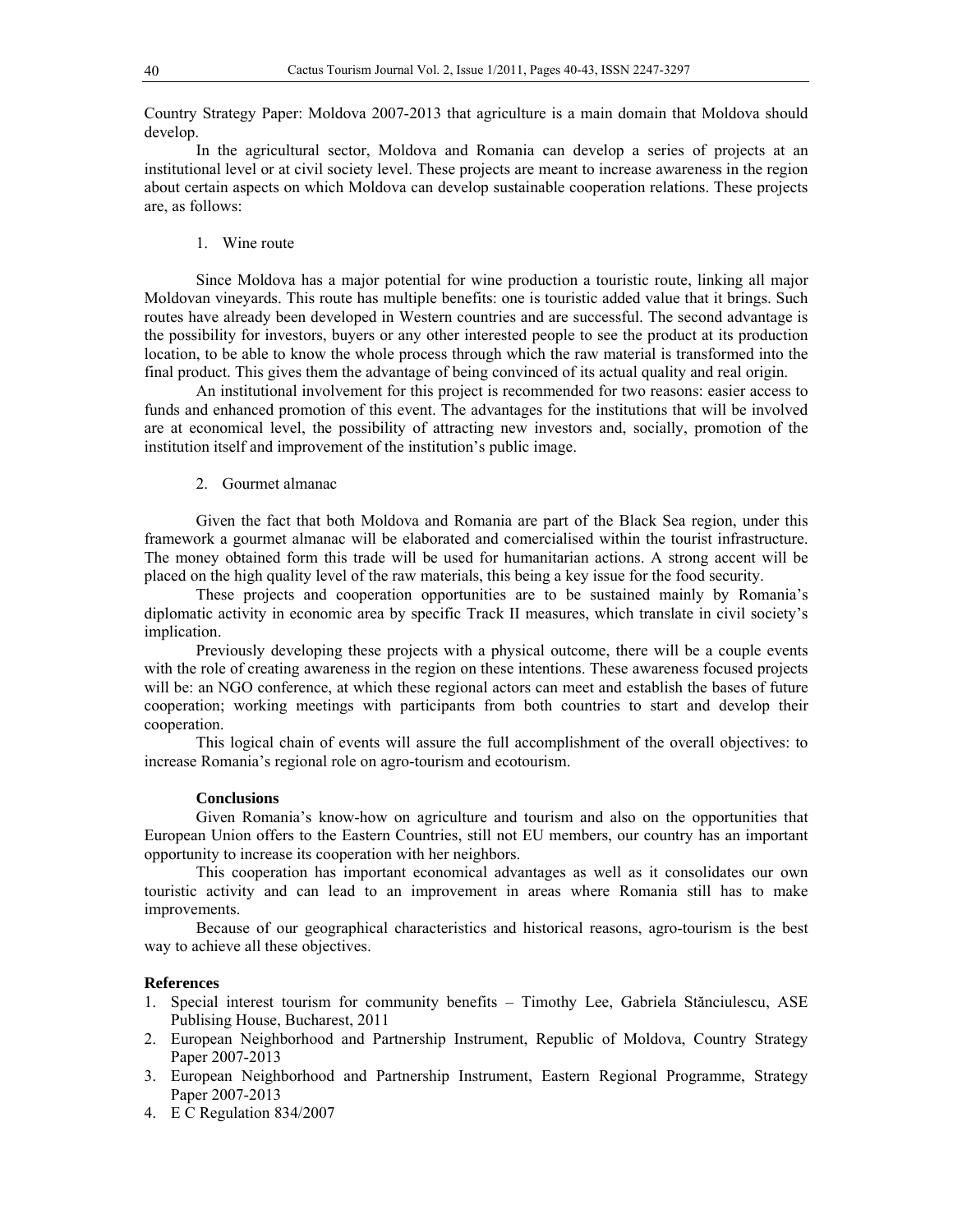Country Strategy Paper: Moldova 2007-2013 that agriculture is a main domain that Moldova should develop.

In the agricultural sector, Moldova and Romania can develop a series of projects at an institutional level or at civil society level. These projects are meant to increase awareness in the region about certain aspects on which Moldova can develop sustainable cooperation relations. These projects are, as follows:

1. Wine route

Since Moldova has a major potential for wine production a touristic route, linking all major Moldovan vineyards. This route has multiple benefits: one is touristic added value that it brings. Such routes have already been developed in Western countries and are successful. The second advantage is the possibility for investors, buyers or any other interested people to see the product at its production location, to be able to know the whole process through which the raw material is transformed into the final product. This gives them the advantage of being convinced of its actual quality and real origin.

An institutional involvement for this project is recommended for two reasons: easier access to funds and enhanced promotion of this event. The advantages for the institutions that will be involved are at economical level, the possibility of attracting new investors and, socially, promotion of the institution itself and improvement of the institution's public image.

2. Gourmet almanac

Given the fact that both Moldova and Romania are part of the Black Sea region, under this framework a gourmet almanac will be elaborated and comercialised within the tourist infrastructure. The money obtained form this trade will be used for humanitarian actions. A strong accent will be placed on the high quality level of the raw materials, this being a key issue for the food security.

These projects and cooperation opportunities are to be sustained mainly by Romania's diplomatic activity in economic area by specific Track II measures, which translate in civil society's implication.

Previously developing these projects with a physical outcome, there will be a couple events with the role of creating awareness in the region on these intentions. These awareness focused projects will be: an NGO conference, at which these regional actors can meet and establish the bases of future cooperation; working meetings with participants from both countries to start and develop their cooperation.

This logical chain of events will assure the full accomplishment of the overall objectives: to increase Romania's regional role on agro-tourism and ecotourism.

**Conclusions**

Given Romania's know-how on agriculture and tourism and also on the opportunities that European Union offers to the Eastern Countries, still not EU members, our country has an important opportunity to increase its cooperation with her neighbors.

This cooperation has important economical advantages as well as it consolidates our own touristic activity and can lead to an improvement in areas where Romania still has to make improvements.

Because of our geographical characteristics and historical reasons, agro-tourism is the best way to achieve all these objectives.

**References**

1. Special interest tourism for community benefits – Timothy Lee, Gabriela Stănciulescu, ASE Publising House, Bucharest, 2011
2. European Neighborhood and Partnership Instrument, Republic of Moldova, Country Strategy Paper 2007-2013
3. European Neighborhood and Partnership Instrument, Eastern Regional Programme, Strategy Paper 2007-2013
4. E C Regulation 834/2007